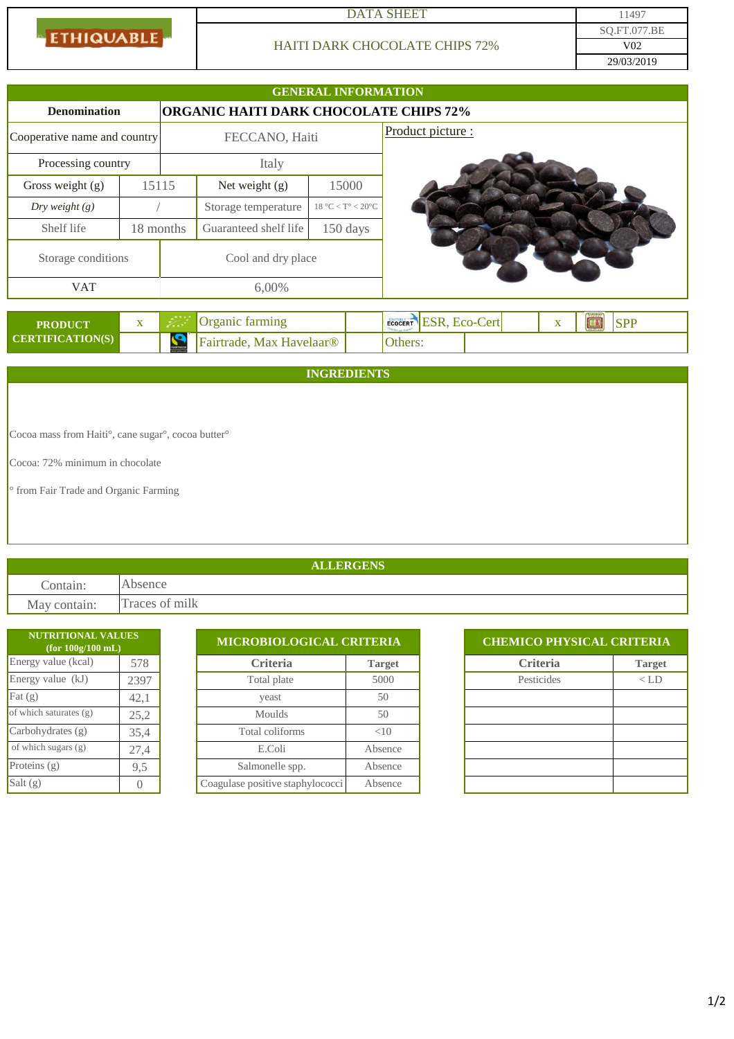ETHIQUABLE

| DATA SHEET | 11497 |
|---|---|
| HAITI DARK CHOCOLATE CHIPS 72% | SQ.FT.077.BE |
| | V02 |
| | 29/03/2019 |

## GENERAL INFORMATION

| Denomination | ORGANIC HAITI DARK CHOCOLATE CHIPS 72% | | |
|---|---|---|---|
| Cooperative name and country | FECCANO, Haiti | | |
| Processing country | Italy | | |
| Gross weight (g) | 15115 | Net weight (g) | 15000 |
| *Dry weight (g)* | / | Storage temperature | 18 °C < T° < 20°C |
| Shelf life | 18 months | Guaranteed shelf life | 150 days |
| Storage conditions | Cool and dry place | | |
| VAT | 6,00% | | |

Product picture :

| PRODUCT CERTIFICATION(S) | | | | | |
|---|---|---|---|---|---|
| x | Organic farming | | ESR, Eco-Cert | x | SPP |
| | Fairtrade, Max Havelaar® | | Others: | | |

## INGREDIENTS

Cocoa mass from Haiti°, cane sugar°, cocoa butter°

Cocoa: 72% minimum in chocolate

° from Fair Trade and Organic Farming

## ALLERGENS

| | |
|---|---|
| Contain: | Absence |
| May contain: | Traces of milk |

| NUTRITIONAL VALUES (for 100g/100 mL) | |
|---|---|
| Energy value (kcal) | 578 |
| Energy value (kJ) | 2397 |
| Fat (g) | 42,1 |
| of which saturates (g) | 25,2 |
| Carbohydrates (g) | 35,4 |
| of which sugars (g) | 27,4 |
| Proteins (g) | 9,5 |
| Salt (g) | 0 |

| MICROBIOLOGICAL CRITERIA | |
|---|---|
| **Criteria** | **Target** |
| Total plate | 5000 |
| yeast | 50 |
| Moulds | 50 |
| Total coliforms | <10 |
| E.Coli | Absence |
| Salmonelle spp. | Absence |
| Coagulase positive staphylococci | Absence |

| CHEMICO PHYSICAL CRITERIA | |
|---|---|
| **Criteria** | **Target** |
| Pesticides | < LD |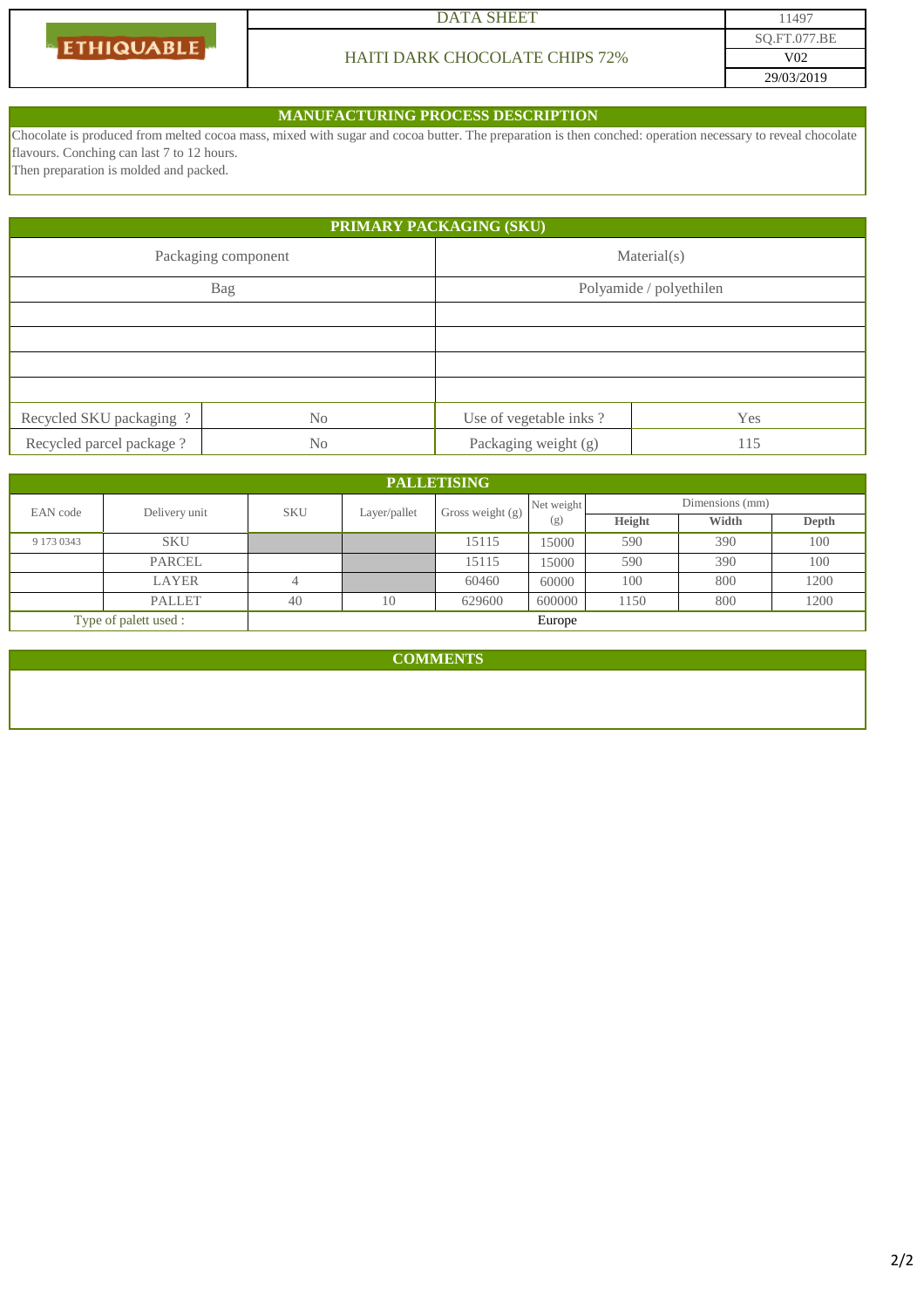| ETHIQUABLE | DATA SHEET | 11497 |
|---|---|---|
| | HAITI DARK CHOCOLATE CHIPS 72% | SQ.FT.077.BE |
| | | V02 |
| | | 29/03/2019 |

## MANUFACTURING PROCESS DESCRIPTION

Chocolate is produced from melted cocoa mass, mixed with sugar and cocoa butter. The preparation is then conched: operation necessary to reveal chocolate flavours. Conching can last 7 to 12 hours.
Then preparation is molded and packed.

## PRIMARY PACKAGING (SKU)

| Packaging component | | Material(s) | |
|---|---|---|---|
| Bag | | Polyamide / polyethilen | |
| | | | |
| | | | |
| | | | |
| | | | |
| Recycled SKU packaging ? | No | Use of vegetable inks ? | Yes |
| Recycled parcel package ? | No | Packaging weight (g) | 115 |

## PALLETISING

| EAN code | Delivery unit | SKU | Layer/pallet | Gross weight (g) | Net weight (g) | Dimensions (mm) | | |
|---|---|---|---|---|---|---|---|---|
| | | | | | | Height | Width | Depth |
| 9 173 0343 | SKU | | | 15115 | 15000 | 590 | 390 | 100 |
| | PARCEL | | | 15115 | 15000 | 590 | 390 | 100 |
| | LAYER | 4 | | 60460 | 60000 | 100 | 800 | 1200 |
| | PALLET | 40 | 10 | 629600 | 600000 | 1150 | 800 | 1200 |
| Type of palett used : | | Europe | | | | | | |

## COMMENTS